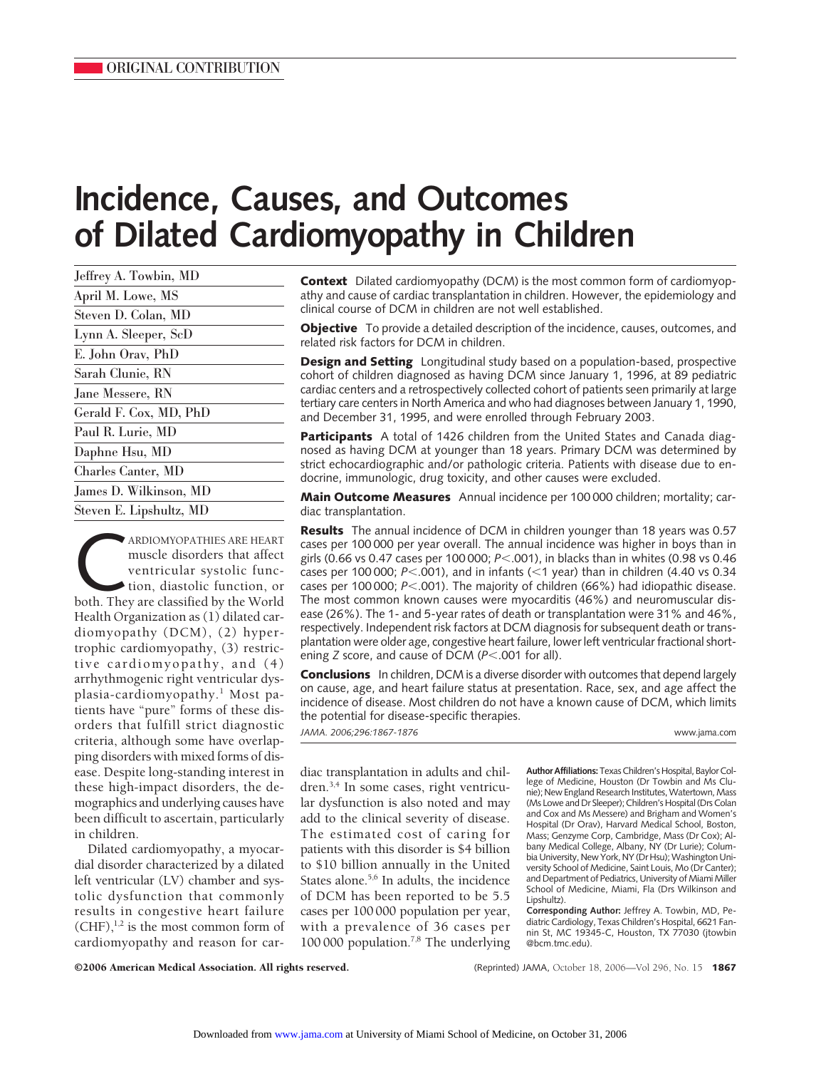ORIGINAL CONTRIBUTION

# Incidence, Causes, and Outcomes of Dilated Cardiomyopathy in Children

Jeffrey A. Towbin, MD
April M. Lowe, MS
Steven D. Colan, MD
Lynn A. Sleeper, ScD
E. John Orav, PhD
Sarah Clunie, RN
Jane Messere, RN
Gerald F. Cox, MD, PhD
Paul R. Lurie, MD
Daphne Hsu, MD
Charles Canter, MD
James D. Wilkinson, MD
Steven E. Lipshultz, MD

**Context** Dilated cardiomyopathy (DCM) is the most common form of cardiomyopathy and cause of cardiac transplantation in children. However, the epidemiology and clinical course of DCM in children are not well established.

**Objective** To provide a detailed description of the incidence, causes, outcomes, and related risk factors for DCM in children.

**Design and Setting** Longitudinal study based on a population-based, prospective cohort of children diagnosed as having DCM since January 1, 1996, at 89 pediatric cardiac centers and a retrospectively collected cohort of patients seen primarily at large tertiary care centers in North America and who had diagnoses between January 1, 1990, and December 31, 1995, and were enrolled through February 2003.

**Participants** A total of 1426 children from the United States and Canada diagnosed as having DCM at younger than 18 years. Primary DCM was determined by strict echocardiographic and/or pathologic criteria. Patients with disease due to endocrine, immunologic, drug toxicity, and other causes were excluded.

**Main Outcome Measures** Annual incidence per 100 000 children; mortality; cardiac transplantation.

**Results** The annual incidence of DCM in children younger than 18 years was 0.57 cases per 100 000 per year overall. The annual incidence was higher in boys than in girls (0.66 vs 0.47 cases per 100 000; $P<.001$), in blacks than in whites (0.98 vs 0.46 cases per 100 000; $P<.001$), and in infants (<1 year) than in children (4.40 vs 0.34 cases per 100 000; $P<.001$). The majority of children (66%) had idiopathic disease. The most common known causes were myocarditis (46%) and neuromuscular disease (26%). The 1- and 5-year rates of death or transplantation were 31% and 46%, respectively. Independent risk factors at DCM diagnosis for subsequent death or transplantation were older age, congestive heart failure, lower left ventricular fractional shortening *Z* score, and cause of DCM ($P<.001$ for all).

**Conclusions** In children, DCM is a diverse disorder with outcomes that depend largely on cause, age, and heart failure status at presentation. Race, sex, and age affect the incidence of disease. Most children do not have a known cause of DCM, which limits the potential for disease-specific therapies.

*JAMA. 2006;296:1867-1876*

www.jama.com

Cardiomyopathies are heart muscle disorders that affect ventricular systolic function, diastolic function, or both. They are classified by the World Health Organization as (1) dilated cardiomyopathy (DCM), (2) hypertrophic cardiomyopathy, (3) restrictive cardiomyopathy, and (4) arrhythmogenic right ventricular dysplasia-cardiomyopathy.[1] Most patients have "pure" forms of these disorders that fulfill strict diagnostic criteria, although some have overlapping disorders with mixed forms of disease. Despite long-standing interest in these high-impact disorders, the demographics and underlying causes have been difficult to ascertain, particularly in children.

Dilated cardiomyopathy, a myocardial disorder characterized by a dilated left ventricular (LV) chamber and systolic dysfunction that commonly results in congestive heart failure (CHF),[1,2] is the most common form of cardiomyopathy and reason for cardiac transplantation in adults and children.[3,4] In some cases, right ventricular dysfunction is also noted and may add to the clinical severity of disease. The estimated cost of caring for patients with this disorder is $4 billion to $10 billion annually in the United States alone.[5,6] In adults, the incidence of DCM has been reported to be 5.5 cases per 100 000 population per year, with a prevalence of 36 cases per 100 000 population.[7,8] The underlying

**Author Affiliations:** Texas Children's Hospital, Baylor College of Medicine, Houston (Dr Towbin and Ms Clunie); New England Research Institutes, Watertown, Mass (Ms Lowe and Dr Sleeper); Children's Hospital (Drs Colan and Cox and Ms Messere) and Brigham and Women's Hospital (Dr Orav), Harvard Medical School, Boston, Mass; Genzyme Corp, Cambridge, Mass (Dr Cox); Albany Medical College, Albany, NY (Dr Lurie); Columbia University, New York, NY (Dr Hsu); Washington University School of Medicine, Saint Louis, Mo (Dr Canter); and Department of Pediatrics, University of Miami Miller School of Medicine, Miami, Fla (Drs Wilkinson and Lipshultz).

**Corresponding Author:** Jeffrey A. Towbin, MD, Pediatric Cardiology, Texas Children's Hospital, 6621 Fannin St, MC 19345-C, Houston, TX 77030 (jtowbin@bcm.tmc.edu).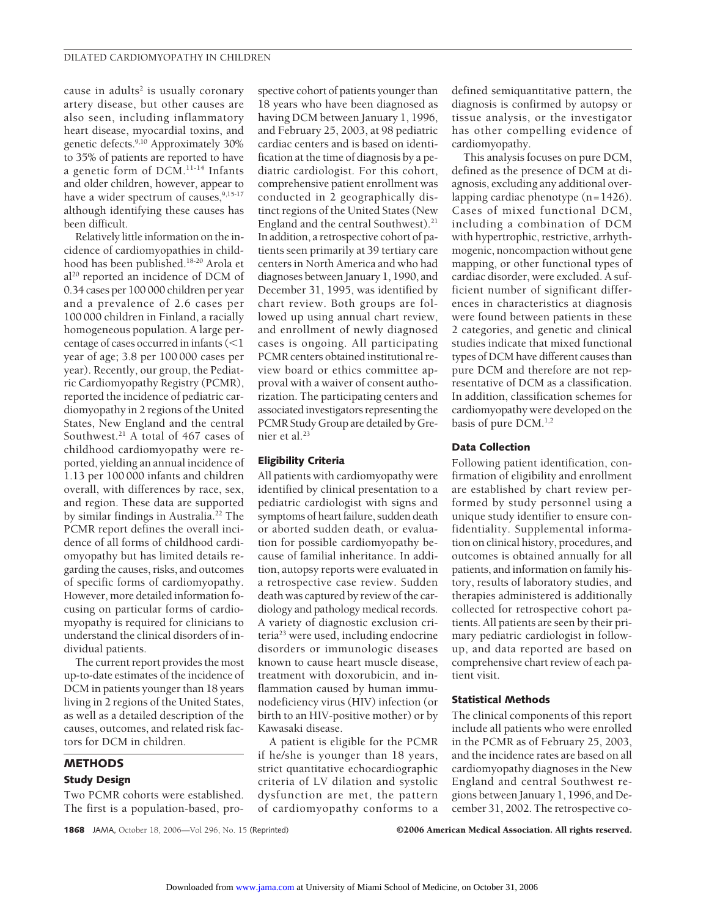cause in adults[2] is usually coronary artery disease, but other causes are also seen, including inflammatory heart disease, myocardial toxins, and genetic defects.[9,10] Approximately 30% to 35% of patients are reported to have a genetic form of DCM.[11-14] Infants and older children, however, appear to have a wider spectrum of causes,[9,15-17] although identifying these causes has been difficult.

Relatively little information on the incidence of cardiomyopathies in childhood has been published.[18-20] Arola et al[20] reported an incidence of DCM of 0.34 cases per 100 000 children per year and a prevalence of 2.6 cases per 100 000 children in Finland, a racially homogeneous population. A large percentage of cases occurred in infants (<1 year of age; 3.8 per 100 000 cases per year). Recently, our group, the Pediatric Cardiomyopathy Registry (PCMR), reported the incidence of pediatric cardiomyopathy in 2 regions of the United States, New England and the central Southwest.[21] A total of 467 cases of childhood cardiomyopathy were reported, yielding an annual incidence of 1.13 per 100 000 infants and children overall, with differences by race, sex, and region. These data are supported by similar findings in Australia.[22] The PCMR report defines the overall incidence of all forms of childhood cardiomyopathy but has limited details regarding the causes, risks, and outcomes of specific forms of cardiomyopathy. However, more detailed information focusing on particular forms of cardiomyopathy is required for clinicians to understand the clinical disorders of individual patients.

The current report provides the most up-to-date estimates of the incidence of DCM in patients younger than 18 years living in 2 regions of the United States, as well as a detailed description of the causes, outcomes, and related risk factors for DCM in children.

## METHODS

### Study Design

Two PCMR cohorts were established. The first is a population-based, prospective cohort of patients younger than 18 years who have been diagnosed as having DCM between January 1, 1996, and February 25, 2003, at 98 pediatric cardiac centers and is based on identification at the time of diagnosis by a pediatric cardiologist. For this cohort, comprehensive patient enrollment was conducted in 2 geographically distinct regions of the United States (New England and the central Southwest).[21] In addition, a retrospective cohort of patients seen primarily at 39 tertiary care centers in North America and who had diagnoses between January 1, 1990, and December 31, 1995, was identified by chart review. Both groups are followed up using annual chart review, and enrollment of newly diagnosed cases is ongoing. All participating PCMR centers obtained institutional review board or ethics committee approval with a waiver of consent authorization. The participating centers and associated investigators representing the PCMR Study Group are detailed by Grenier et al.[23]

### Eligibility Criteria

All patients with cardiomyopathy were identified by clinical presentation to a pediatric cardiologist with signs and symptoms of heart failure, sudden death or aborted sudden death, or evaluation for possible cardiomyopathy because of familial inheritance. In addition, autopsy reports were evaluated in a retrospective case review. Sudden death was captured by review of the cardiology and pathology medical records. A variety of diagnostic exclusion criteria[23] were used, including endocrine disorders or immunologic diseases known to cause heart muscle disease, treatment with doxorubicin, and inflammation caused by human immunodeficiency virus (HIV) infection (or birth to an HIV-positive mother) or by Kawasaki disease.

A patient is eligible for the PCMR if he/she is younger than 18 years, strict quantitative echocardiographic criteria of LV dilation and systolic dysfunction are met, the pattern of cardiomyopathy conforms to a defined semiquantitative pattern, the diagnosis is confirmed by autopsy or tissue analysis, or the investigator has other compelling evidence of cardiomyopathy.

This analysis focuses on pure DCM, defined as the presence of DCM at diagnosis, excluding any additional overlapping cardiac phenotype (n=1426). Cases of mixed functional DCM, including a combination of DCM with hypertrophic, restrictive, arrhythmogenic, noncompaction without gene mapping, or other functional types of cardiac disorder, were excluded. A sufficient number of significant differences in characteristics at diagnosis were found between patients in these 2 categories, and genetic and clinical studies indicate that mixed functional types of DCM have different causes than pure DCM and therefore are not representative of DCM as a classification. In addition, classification schemes for cardiomyopathy were developed on the basis of pure DCM.[1,2]

### Data Collection

Following patient identification, confirmation of eligibility and enrollment are established by chart review performed by study personnel using a unique study identifier to ensure confidentiality. Supplemental information on clinical history, procedures, and outcomes is obtained annually for all patients, and information on family history, results of laboratory studies, and therapies administered is additionally collected for retrospective cohort patients. All patients are seen by their primary pediatric cardiologist in follow-up, and data reported are based on comprehensive chart review of each patient visit.

### Statistical Methods

The clinical components of this report include all patients who were enrolled in the PCMR as of February 25, 2003, and the incidence rates are based on all cardiomyopathy diagnoses in the New England and central Southwest regions between January 1, 1996, and December 31, 2002. The retrospective co-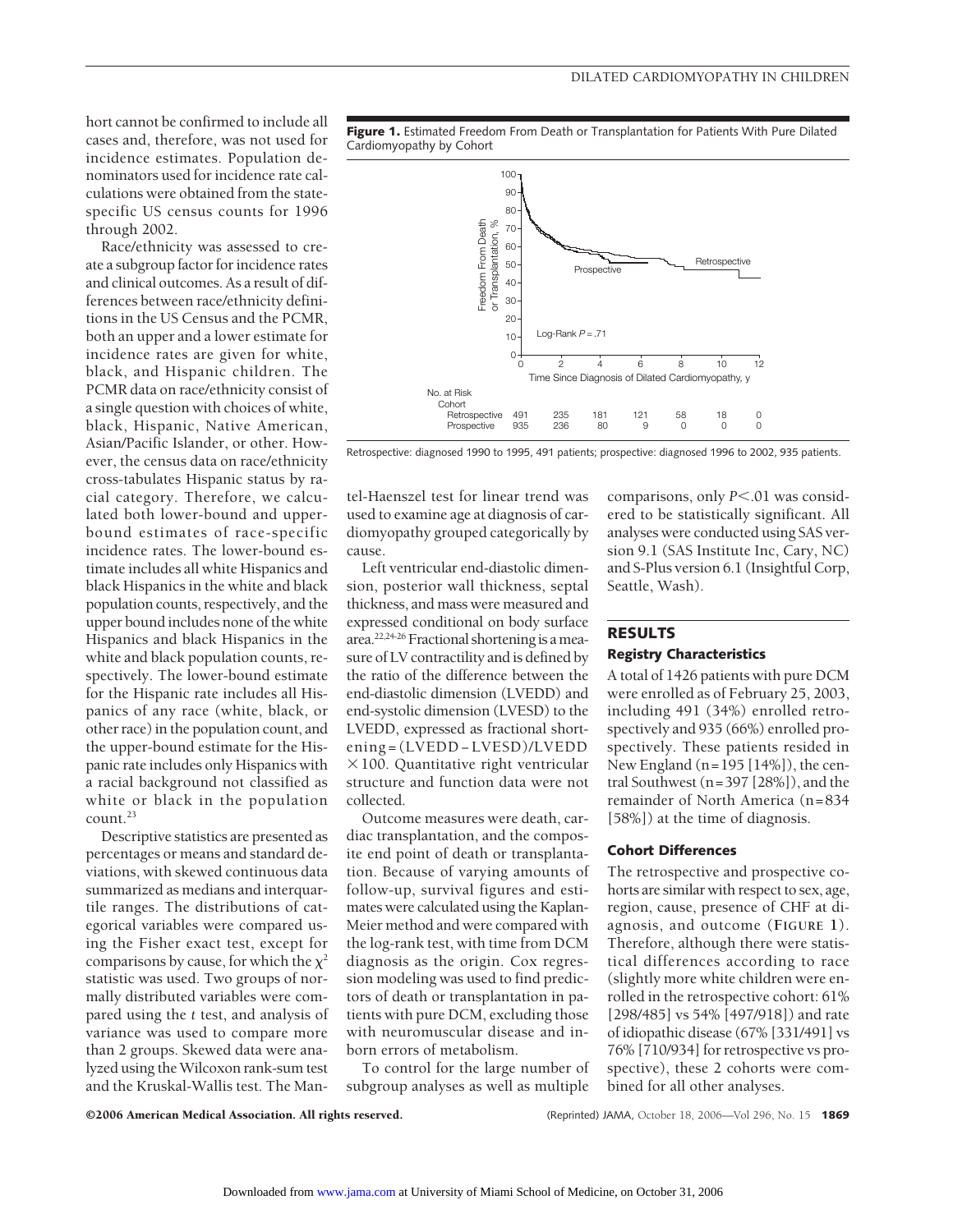hort cannot be confirmed to include all cases and, therefore, was not used for incidence estimates. Population denominators used for incidence rate calculations were obtained from the state-specific US census counts for 1996 through 2002.

Race/ethnicity was assessed to create a subgroup factor for incidence rates and clinical outcomes. As a result of differences between race/ethnicity definitions in the US Census and the PCMR, both an upper and a lower estimate for incidence rates are given for white, black, and Hispanic children. The PCMR data on race/ethnicity consist of a single question with choices of white, black, Hispanic, Native American, Asian/Pacific Islander, or other. However, the census data on race/ethnicity cross-tabulates Hispanic status by racial category. Therefore, we calculated both lower-bound and upper-bound estimates of race-specific incidence rates. The lower-bound estimate includes all white Hispanics and black Hispanics in the white and black population counts, respectively, and the upper bound includes none of the white Hispanics and black Hispanics in the white and black population counts, respectively. The lower-bound estimate for the Hispanic rate includes all Hispanics of any race (white, black, or other race) in the population count, and the upper-bound estimate for the Hispanic rate includes only Hispanics with a racial background not classified as white or black in the population count.[23]

Descriptive statistics are presented as percentages or means and standard deviations, with skewed continuous data summarized as medians and interquartile ranges. The distributions of categorical variables were compared using the Fisher exact test, except for comparisons by cause, for which the $\chi^2$ statistic was used. Two groups of normally distributed variables were compared using the *t* test, and analysis of variance was used to compare more than 2 groups. Skewed data were analyzed using the Wilcoxon rank-sum test and the Kruskal-Wallis test. The Mantel-Haenszel test for linear trend was used to examine age at diagnosis of cardiomyopathy grouped categorically by cause.

Left ventricular end-diastolic dimension, posterior wall thickness, septal thickness, and mass were measured and expressed conditional on body surface area.[22,24-26] Fractional shortening is a measure of LV contractility and is defined by the ratio of the difference between the end-diastolic dimension (LVEDD) and end-systolic dimension (LVESD) to the LVEDD, expressed as fractional shortening = (LVEDD − LVESD)/LVEDD × 100. Quantitative right ventricular structure and function data were not collected.

Outcome measures were death, cardiac transplantation, and the composite end point of death or transplantation. Because of varying amounts of follow-up, survival figures and estimates were calculated using the Kaplan-Meier method and were compared with the log-rank test, with time from DCM diagnosis as the origin. Cox regression modeling was used to find predictors of death or transplantation in patients with pure DCM, excluding those with neuromuscular disease and inborn errors of metabolism.

To control for the large number of subgroup analyses as well as multiple comparisons, only $P < .01$ was considered to be statistically significant. All analyses were conducted using SAS version 9.1 (SAS Institute Inc, Cary, NC) and S-Plus version 6.1 (Insightful Corp, Seattle, Wash).

**Figure 1.** Estimated Freedom From Death or Transplantation for Patients With Pure Dilated Cardiomyopathy by Cohort

Freedom From Death or Transplantation, %

Retrospective

Prospective

Log-Rank $P = .71$

Time Since Diagnosis of Dilated Cardiomyopathy, y

No. at Risk

| Cohort | 0 | 2 | 4 | 6 | 8 | 10 | 12 |
|---|---|---|---|---|---|---|---|
| Retrospective | 491 | 235 | 181 | 121 | 58 | 18 | 0 |
| Prospective | 935 | 236 | 80 | 9 | 0 | 0 | 0 |

Retrospective: diagnosed 1990 to 1995, 491 patients; prospective: diagnosed 1996 to 2002, 935 patients.

## RESULTS

### Registry Characteristics

A total of 1426 patients with pure DCM were enrolled as of February 25, 2003, including 491 (34%) enrolled retrospectively and 935 (66%) enrolled prospectively. These patients resided in New England (n = 195 [14%]), the central Southwest (n = 397 [28%]), and the remainder of North America (n = 834 [58%]) at the time of diagnosis.

### Cohort Differences

The retrospective and prospective cohorts are similar with respect to sex, age, region, cause, presence of CHF at diagnosis, and outcome (FIGURE 1). Therefore, although there were statistical differences according to race (slightly more white children were enrolled in the retrospective cohort: 61% [298/485] vs 54% [497/918]) and rate of idiopathic disease (67% [331/491] vs 76% [710/934] for retrospective vs prospective), these 2 cohorts were combined for all other analyses.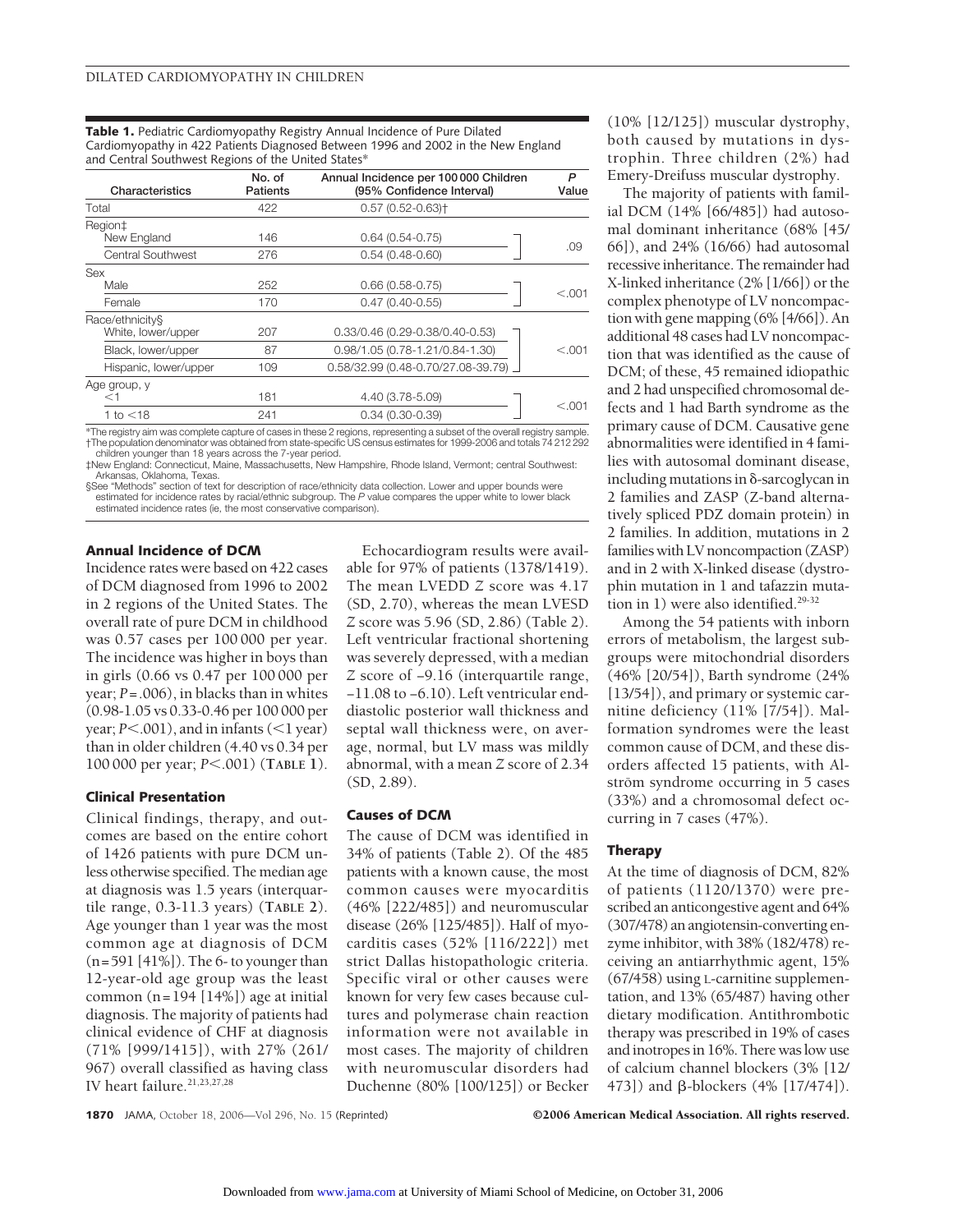**Table 1.** Pediatric Cardiomyopathy Registry Annual Incidence of Pure Dilated Cardiomyopathy in 422 Patients Diagnosed Between 1996 and 2002 in the New England and Central Southwest Regions of the United States*

| Characteristics | No. of Patients | Annual Incidence per 100 000 Children (95% Confidence Interval) | P Value |
|---|---|---|---|
| Total | 422 | 0.57 (0.52-0.63)† | |
| Region‡ | | | |
| New England | 146 | 0.64 (0.54-0.75) | .09 |
| Central Southwest | 276 | 0.54 (0.48-0.60) | |
| Sex | | | |
| Male | 252 | 0.66 (0.58-0.75) | <.001 |
| Female | 170 | 0.47 (0.40-0.55) | |
| Race/ethnicity§ | | | |
| White, lower/upper | 207 | 0.33/0.46 (0.29-0.38/0.40-0.53) | <.001 |
| Black, lower/upper | 87 | 0.98/1.05 (0.78-1.21/0.84-1.30) | |
| Hispanic, lower/upper | 109 | 0.58/32.99 (0.48-0.70/27.08-39.79) | |
| Age group, y | | | |
| <1 | 181 | 4.40 (3.78-5.09) | <.001 |
| 1 to <18 | 241 | 0.34 (0.30-0.39) | |

*The registry aim was complete capture of cases in these 2 regions, representing a subset of the overall registry sample.
†The population denominator was obtained from state-specific US census estimates for 1999-2006 and totals 74 212 292 children younger than 18 years across the 7-year period.
‡New England: Connecticut, Maine, Massachusetts, New Hampshire, Rhode Island, Vermont; central Southwest: Arkansas, Oklahoma, Texas.
§See "Methods" section of text for description of race/ethnicity data collection. Lower and upper bounds were estimated for incidence rates by racial/ethnic subgroup. The *P* value compares the upper white to lower black estimated incidence rates (ie, the most conservative comparison).

### Annual Incidence of DCM

Incidence rates were based on 422 cases of DCM diagnosed from 1996 to 2002 in 2 regions of the United States. The overall rate of pure DCM in childhood was 0.57 cases per 100 000 per year. The incidence was higher in boys than in girls (0.66 vs 0.47 per 100 000 per year; $P = .006$), in blacks than in whites (0.98-1.05 vs 0.33-0.46 per 100 000 per year; $P < .001$), and in infants (<1 year) than in older children (4.40 vs 0.34 per 100 000 per year; $P < .001$) (**TABLE 1**).

### Clinical Presentation

Clinical findings, therapy, and outcomes are based on the entire cohort of 1426 patients with pure DCM unless otherwise specified. The median age at diagnosis was 1.5 years (interquartile range, 0.3-11.3 years) (**TABLE 2**). Age younger than 1 year was the most common age at diagnosis of DCM (n = 591 [41%]). The 6- to younger than 12-year-old age group was the least common (n = 194 [14%]) age at initial diagnosis. The majority of patients had clinical evidence of CHF at diagnosis (71% [999/1415]), with 27% (261/967) overall classified as having class IV heart failure.[21,23,27,28]

Echocardiogram results were available for 97% of patients (1378/1419). The mean LVEDD *Z* score was 4.17 (SD, 2.70), whereas the mean LVESD *Z* score was 5.96 (SD, 2.86) (Table 2). Left ventricular fractional shortening was severely depressed, with a median *Z* score of −9.16 (interquartile range, −11.08 to −6.10). Left ventricular end-diastolic posterior wall thickness and septal wall thickness were, on average, normal, but LV mass was mildly abnormal, with a mean *Z* score of 2.34 (SD, 2.89).

### Causes of DCM

The cause of DCM was identified in 34% of patients (Table 2). Of the 485 patients with a known cause, the most common causes were myocarditis (46% [222/485]) and neuromuscular disease (26% [125/485]). Half of myocarditis cases (52% [116/222]) met strict Dallas histopathologic criteria. Specific viral or other causes were known for very few cases because cultures and polymerase chain reaction information were not available in most cases. The majority of children with neuromuscular disorders had Duchenne (80% [100/125]) or Becker (10% [12/125]) muscular dystrophy, both caused by mutations in dystrophin. Three children (2%) had Emery-Dreifuss muscular dystrophy.

The majority of patients with familial DCM (14% [66/485]) had autosomal dominant inheritance (68% [45/66]), and 24% (16/66) had autosomal recessive inheritance. The remainder had X-linked inheritance (2% [1/66]) or the complex phenotype of LV noncompaction with gene mapping (6% [4/66]). An additional 48 cases had LV noncompaction that was identified as the cause of DCM; of these, 45 remained idiopathic and 2 had unspecified chromosomal defects and 1 had Barth syndrome as the primary cause of DCM. Causative gene abnormalities were identified in 4 families with autosomal dominant disease, including mutations in δ-sarcoglycan in 2 families and ZASP (Z-band alternatively spliced PDZ domain protein) in 2 families. In addition, mutations in 2 families with LV noncompaction (ZASP) and in 2 with X-linked disease (dystrophin mutation in 1 and tafazzin mutation in 1) were also identified.[29-32]

Among the 54 patients with inborn errors of metabolism, the largest subgroups were mitochondrial disorders (46% [20/54]), Barth syndrome (24% [13/54]), and primary or systemic carnitine deficiency (11% [7/54]). Malformation syndromes were the least common cause of DCM, and these disorders affected 15 patients, with Alström syndrome occurring in 5 cases (33%) and a chromosomal defect occurring in 7 cases (47%).

### Therapy

At the time of diagnosis of DCM, 82% of patients (1120/1370) were prescribed an anticongestive agent and 64% (307/478) an angiotensin-converting enzyme inhibitor, with 38% (182/478) receiving an antiarrhythmic agent, 15% (67/458) using L-carnitine supplementation, and 13% (65/487) having other dietary modification. Antithrombotic therapy was prescribed in 19% of cases and inotropes in 16%. There was low use of calcium channel blockers (3% [12/473]) and β-blockers (4% [17/474]).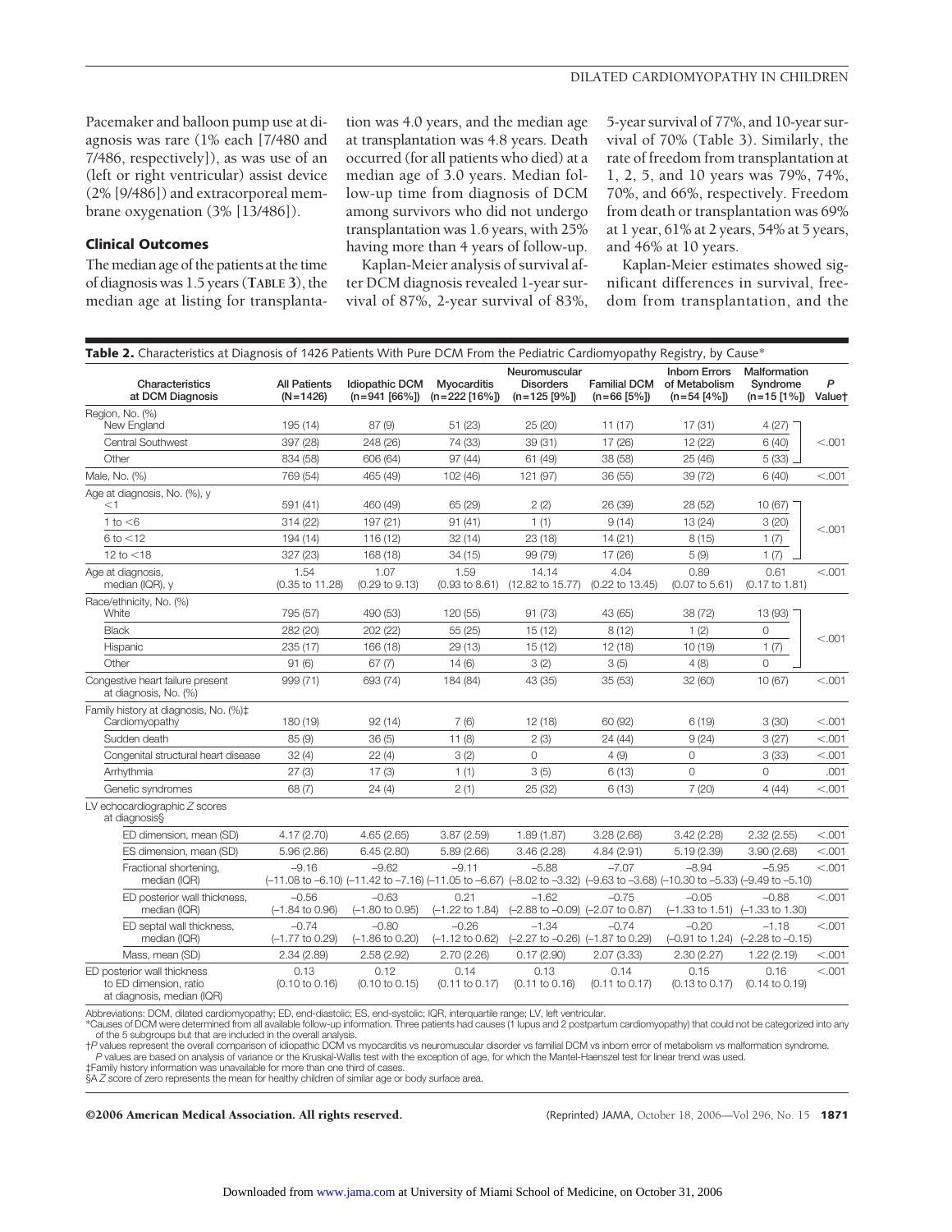Pacemaker and balloon pump use at diagnosis was rare (1% each [7/480 and 7/486, respectively]), as was use of an (left or right ventricular) assist device (2% [9/486]) and extracorporeal membrane oxygenation (3% [13/486]).

### Clinical Outcomes

The median age of the patients at the time of diagnosis was 1.5 years (**TABLE 3**), the median age at listing for transplantation was 4.0 years, and the median age at transplantation was 4.8 years. Death occurred (for all patients who died) at a median age of 3.0 years. Median follow-up time from diagnosis of DCM among survivors who did not undergo transplantation was 1.6 years, with 25% having more than 4 years of follow-up.

Kaplan-Meier analysis of survival after DCM diagnosis revealed 1-year survival of 87%, 2-year survival of 83%, 5-year survival of 77%, and 10-year survival of 70% (Table 3). Similarly, the rate of freedom from transplantation at 1, 2, 5, and 10 years was 79%, 74%, 70%, and 66%, respectively. Freedom from death or transplantation was 69% at 1 year, 61% at 2 years, 54% at 5 years, and 46% at 10 years.

Kaplan-Meier estimates showed significant differences in survival, freedom from transplantation, and the

**Table 2.** Characteristics at Diagnosis of 1426 Patients With Pure DCM From the Pediatric Cardiomyopathy Registry, by Cause*

| Characteristics at DCM Diagnosis | All Patients (N=1426) | Idiopathic DCM (n=941 [66%]) | Myocarditis (n=222 [16%]) | Neuromuscular Disorders (n=125 [9%]) | Familial DCM (n=66 [5%]) | Inborn Errors of Metabolism (n=54 [4%]) | Malformation Syndrome (n=15 [1%]) | *P* Value† |
|---|---|---|---|---|---|---|---|---|
| Region, No. (%) | | | | | | | | |
| New England | 195 (14) | 87 (9) | 51 (23) | 25 (20) | 11 (17) | 17 (31) | 4 (27) | <.001 |
| Central Southwest | 397 (28) | 248 (26) | 74 (33) | 39 (31) | 17 (26) | 12 (22) | 6 (40) | |
| Other | 834 (58) | 606 (64) | 97 (44) | 61 (49) | 38 (58) | 25 (46) | 5 (33) | |
| Male, No. (%) | 769 (54) | 465 (49) | 102 (46) | 121 (97) | 36 (55) | 39 (72) | 6 (40) | <.001 |
| Age at diagnosis, No. (%), y | | | | | | | | |
| <1 | 591 (41) | 460 (49) | 65 (29) | 2 (2) | 26 (39) | 28 (52) | 10 (67) | <.001 |
| 1 to <6 | 314 (22) | 197 (21) | 91 (41) | 1 (1) | 9 (14) | 13 (24) | 3 (20) | |
| 6 to <12 | 194 (14) | 116 (12) | 32 (14) | 23 (18) | 14 (21) | 8 (15) | 1 (7) | |
| 12 to <18 | 327 (23) | 168 (18) | 34 (15) | 99 (79) | 17 (26) | 5 (9) | 1 (7) | |
| Age at diagnosis, median (IQR), y | 1.54 (0.35 to 11.28) | 1.07 (0.29 to 9.13) | 1.59 (0.93 to 8.61) | 14.14 (12.82 to 15.77) | 4.04 (0.22 to 13.45) | 0.89 (0.07 to 5.61) | 0.61 (0.17 to 1.81) | <.001 |
| Race/ethnicity, No. (%) | | | | | | | | |
| White | 795 (57) | 490 (53) | 120 (55) | 91 (73) | 43 (65) | 38 (72) | 13 (93) | <.001 |
| Black | 282 (20) | 202 (22) | 55 (25) | 15 (12) | 8 (12) | 1 (2) | 0 | |
| Hispanic | 235 (17) | 166 (18) | 29 (13) | 15 (12) | 12 (18) | 10 (19) | 1 (7) | |
| Other | 91 (6) | 67 (7) | 14 (6) | 3 (2) | 3 (5) | 4 (8) | 0 | |
| Congestive heart failure present at diagnosis, No. (%) | 999 (71) | 693 (74) | 184 (84) | 43 (35) | 35 (53) | 32 (60) | 10 (67) | <.001 |
| Family history at diagnosis, No. (%)‡ | | | | | | | | |
| Cardiomyopathy | 180 (19) | 92 (14) | 7 (6) | 12 (18) | 60 (92) | 6 (19) | 3 (30) | <.001 |
| Sudden death | 85 (9) | 36 (5) | 11 (8) | 2 (3) | 24 (44) | 9 (24) | 3 (27) | <.001 |
| Congenital structural heart disease | 32 (4) | 22 (4) | 3 (2) | 0 | 4 (9) | 0 | 3 (33) | <.001 |
| Arrhythmia | 27 (3) | 17 (3) | 1 (1) | 3 (5) | 6 (13) | 0 | 0 | .001 |
| Genetic syndromes | 68 (7) | 24 (4) | 2 (1) | 25 (32) | 6 (13) | 7 (20) | 4 (44) | <.001 |
| LV echocardiographic *Z* scores at diagnosis§ | | | | | | | | |
| ED dimension, mean (SD) | 4.17 (2.70) | 4.65 (2.65) | 3.87 (2.59) | 1.89 (1.87) | 3.28 (2.68) | 3.42 (2.28) | 2.32 (2.55) | <.001 |
| ES dimension, mean (SD) | 5.96 (2.86) | 6.45 (2.80) | 5.89 (2.66) | 3.46 (2.28) | 4.84 (2.91) | 5.19 (2.39) | 3.90 (2.68) | <.001 |
| Fractional shortening, median (IQR) | −9.16 (−11.08 to −6.10) | −9.62 (−11.42 to −7.16) | −9.11 (−11.05 to −6.67) | −5.88 (−8.02 to −3.32) | −7.07 (−9.63 to −3.68) | −8.94 (−10.30 to −5.33) | −5.95 (−9.49 to −5.10) | <.001 |
| ED posterior wall thickness, median (IQR) | −0.56 (−1.84 to 0.96) | −0.63 (−1.80 to 0.95) | 0.21 (−1.22 to 1.84) | −1.62 (−2.88 to −0.09) | −0.75 (−2.07 to 0.87) | −0.05 (−1.33 to 1.51) | −0.88 (−1.33 to 1.30) | <.001 |
| ED septal wall thickness, median (IQR) | −0.74 (−1.77 to 0.29) | −0.80 (−1.86 to 0.20) | −0.26 (−1.12 to 0.62) | −1.34 (−2.27 to −0.26) | −0.74 (−1.87 to 0.29) | −0.20 (−0.91 to 1.24) | −1.18 (−2.28 to −0.15) | <.001 |
| Mass, mean (SD) | 2.34 (2.89) | 2.58 (2.92) | 2.70 (2.26) | 0.17 (2.90) | 2.07 (3.33) | 2.30 (2.27) | 1.22 (2.19) | <.001 |
| ED posterior wall thickness to ED dimension, ratio at diagnosis, median (IQR) | 0.13 (0.10 to 0.16) | 0.12 (0.10 to 0.15) | 0.14 (0.11 to 0.17) | 0.13 (0.11 to 0.16) | 0.14 (0.11 to 0.17) | 0.15 (0.13 to 0.17) | 0.16 (0.14 to 0.19) | <.001 |

Abbreviations: DCM, dilated cardiomyopathy; ED, end-diastolic; ES, end-systolic; IQR, interquartile range; LV, left ventricular.
*Causes of DCM were determined from all available follow-up information. Three patients had causes (1 lupus and 2 postpartum cardiomyopathy) that could not be categorized into any of the 5 subgroups but that are included in the overall analysis.
†*P* values represent the overall comparison of idiopathic DCM vs myocarditis vs neuromuscular disorder vs familial DCM vs inborn error of metabolism vs malformation syndrome. *P* values are based on analysis of variance or the Kruskal-Wallis test with the exception of age, for which the Mantel-Haenszel test for linear trend was used.
‡Family history information was unavailable for more than one third of cases.
§A *Z* score of zero represents the mean for healthy children of similar age or body surface area.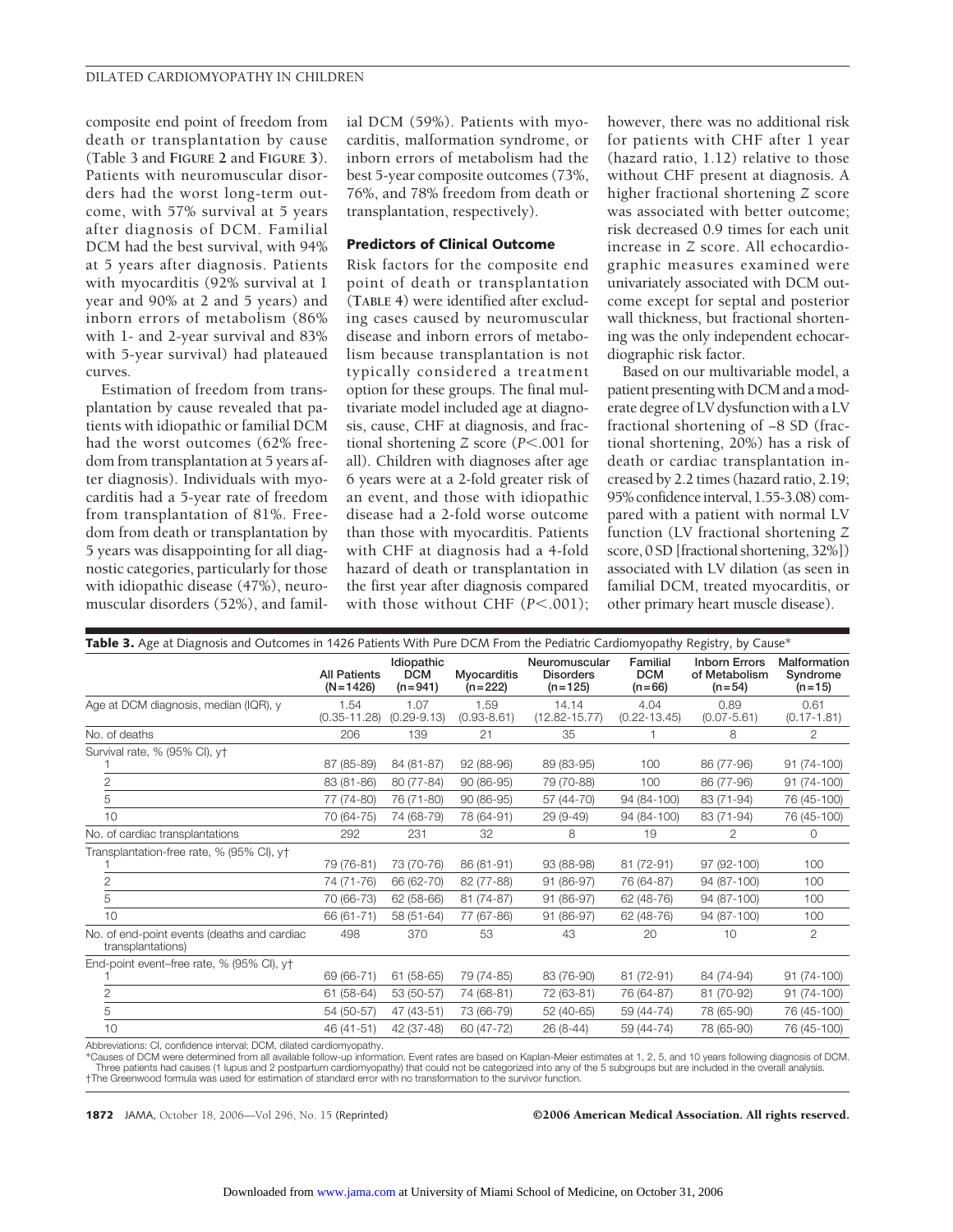composite end point of freedom from death or transplantation by cause (Table 3 and **FIGURE 2** and **FIGURE 3**). Patients with neuromuscular disorders had the worst long-term outcome, with 57% survival at 5 years after diagnosis of DCM. Familial DCM had the best survival, with 94% at 5 years after diagnosis. Patients with myocarditis (92% survival at 1 year and 90% at 2 and 5 years) and inborn errors of metabolism (86% with 1- and 2-year survival and 83% with 5-year survival) had plateaued curves.

Estimation of freedom from transplantation by cause revealed that patients with idiopathic or familial DCM had the worst outcomes (62% freedom from transplantation at 5 years after diagnosis). Individuals with myocarditis had a 5-year rate of freedom from transplantation of 81%. Freedom from death or transplantation by 5 years was disappointing for all diagnostic categories, particularly for those with idiopathic disease (47%), neuromuscular disorders (52%), and familial DCM (59%). Patients with myocarditis, malformation syndrome, or inborn errors of metabolism had the best 5-year composite outcomes (73%, 76%, and 78% freedom from death or transplantation, respectively).

### Predictors of Clinical Outcome

Risk factors for the composite end point of death or transplantation (**TABLE 4**) were identified after excluding cases caused by neuromuscular disease and inborn errors of metabolism because transplantation is not typically considered a treatment option for these groups. The final multivariate model included age at diagnosis, cause, CHF at diagnosis, and fractional shortening *Z* score ($P<.001$ for all). Children with diagnoses after age 6 years were at a 2-fold greater risk of an event, and those with idiopathic disease had a 2-fold worse outcome than those with myocarditis. Patients with CHF at diagnosis had a 4-fold hazard of death or transplantation in the first year after diagnosis compared with those without CHF ($P<.001$); however, there was no additional risk for patients with CHF after 1 year (hazard ratio, 1.12) relative to those without CHF present at diagnosis. A higher fractional shortening *Z* score was associated with better outcome; risk decreased 0.9 times for each unit increase in *Z* score. All echocardiographic measures examined were univariately associated with DCM outcome except for septal and posterior wall thickness, but fractional shortening was the only independent echocardiographic risk factor.

Based on our multivariable model, a patient presenting with DCM and a moderate degree of LV dysfunction with a LV fractional shortening of −8 SD (fractional shortening, 20%) has a risk of death or cardiac transplantation increased by 2.2 times (hazard ratio, 2.19; 95% confidence interval, 1.55-3.08) compared with a patient with normal LV function (LV fractional shortening *Z* score, 0 SD [fractional shortening, 32%]) associated with LV dilation (as seen in familial DCM, treated myocarditis, or other primary heart muscle disease).

**Table 3.** Age at Diagnosis and Outcomes in 1426 Patients With Pure DCM From the Pediatric Cardiomyopathy Registry, by Cause*

| | All Patients (N=1426) | Idiopathic DCM (n=941) | Myocarditis (n=222) | Neuromuscular Disorders (n=125) | Familial DCM (n=66) | Inborn Errors of Metabolism (n=54) | Malformation Syndrome (n=15) |
|---|---|---|---|---|---|---|---|
| Age at DCM diagnosis, median (IQR), y | 1.54 (0.35-11.28) | 1.07 (0.29-9.13) | 1.59 (0.93-8.61) | 14.14 (12.82-15.77) | 4.04 (0.22-13.45) | 0.89 (0.07-5.61) | 0.61 (0.17-1.81) |
| No. of deaths | 206 | 139 | 21 | 35 | 1 | 8 | 2 |
| Survival rate, % (95% CI), y† | | | | | | | |
| 1 | 87 (85-89) | 84 (81-87) | 92 (88-96) | 89 (83-95) | 100 | 86 (77-96) | 91 (74-100) |
| 2 | 83 (81-86) | 80 (77-84) | 90 (86-95) | 79 (70-88) | 100 | 86 (77-96) | 91 (74-100) |
| 5 | 77 (74-80) | 76 (71-80) | 90 (86-95) | 57 (44-70) | 94 (84-100) | 83 (71-94) | 76 (45-100) |
| 10 | 70 (64-75) | 74 (68-79) | 78 (64-91) | 29 (9-49) | 94 (84-100) | 83 (71-94) | 76 (45-100) |
| No. of cardiac transplantations | 292 | 231 | 32 | 8 | 19 | 2 | 0 |
| Transplantation-free rate, % (95% CI), y† | | | | | | | |
| 1 | 79 (76-81) | 73 (70-76) | 86 (81-91) | 93 (88-98) | 81 (72-91) | 97 (92-100) | 100 |
| 2 | 74 (71-76) | 66 (62-70) | 82 (77-88) | 91 (86-97) | 76 (64-87) | 94 (87-100) | 100 |
| 5 | 70 (66-73) | 62 (58-66) | 81 (74-87) | 91 (86-97) | 62 (48-76) | 94 (87-100) | 100 |
| 10 | 66 (61-71) | 58 (51-64) | 77 (67-86) | 91 (86-97) | 62 (48-76) | 94 (87-100) | 100 |
| No. of end-point events (deaths and cardiac transplantations) | 498 | 370 | 53 | 43 | 20 | 10 | 2 |
| End-point event–free rate, % (95% CI), y† | | | | | | | |
| 1 | 69 (66-71) | 61 (58-65) | 79 (74-85) | 83 (76-90) | 81 (72-91) | 84 (74-94) | 91 (74-100) |
| 2 | 61 (58-64) | 53 (50-57) | 74 (68-81) | 72 (63-81) | 76 (64-87) | 81 (70-92) | 91 (74-100) |
| 5 | 54 (50-57) | 47 (43-51) | 73 (66-79) | 52 (40-65) | 59 (44-74) | 78 (65-90) | 76 (45-100) |
| 10 | 46 (41-51) | 42 (37-48) | 60 (47-72) | 26 (8-44) | 59 (44-74) | 78 (65-90) | 76 (45-100) |

Abbreviations: CI, confidence interval; DCM, dilated cardiomyopathy.
*Causes of DCM were determined from all available follow-up information. Event rates are based on Kaplan-Meier estimates at 1, 2, 5, and 10 years following diagnosis of DCM. Three patients had causes (1 lupus and 2 postpartum cardiomyopathy) that could not be categorized into any of the 5 subgroups but are included in the overall analysis.
†The Greenwood formula was used for estimation of standard error with no transformation to the survivor function.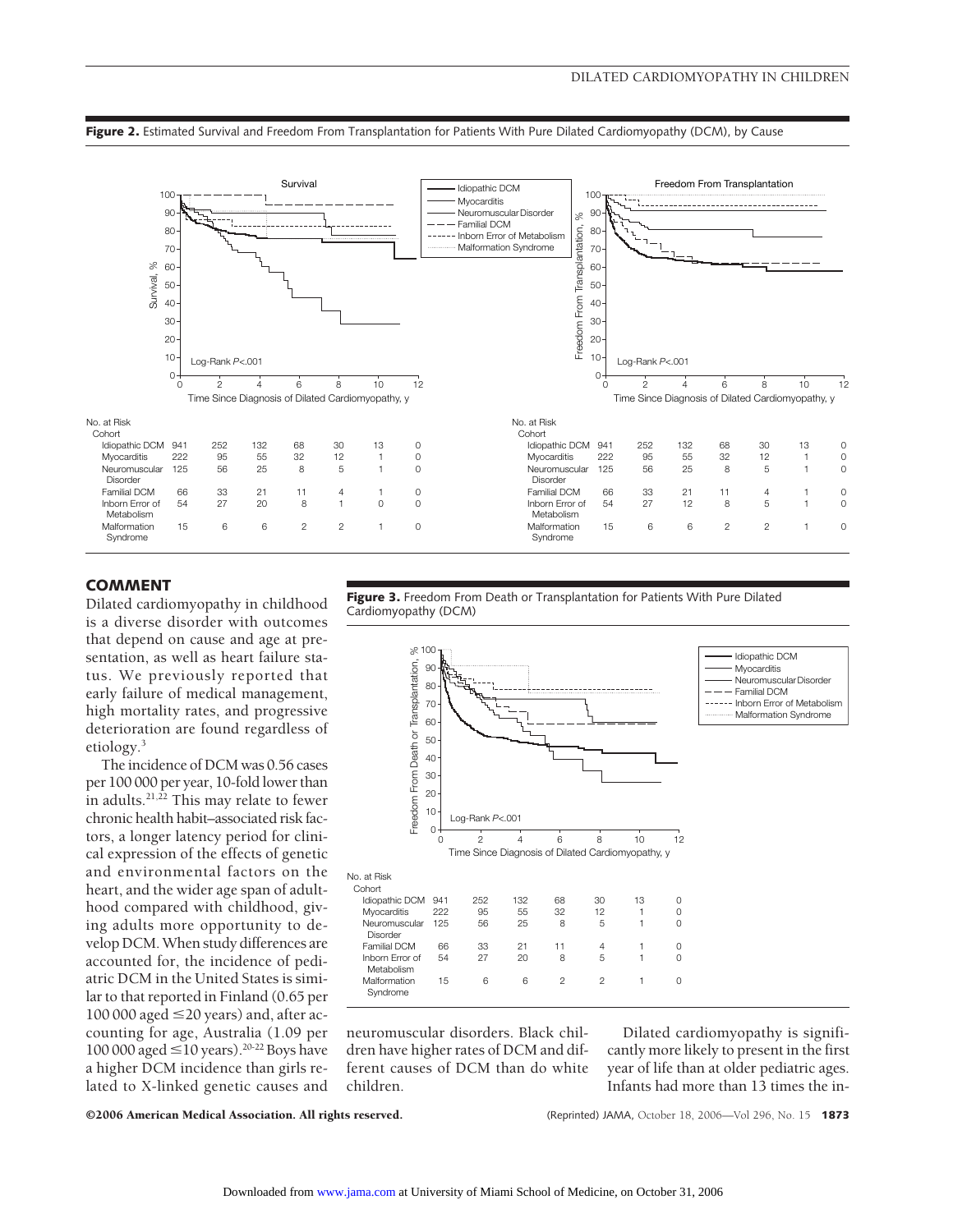**Figure 2.** Estimated Survival and Freedom From Transplantation for Patients With Pure Dilated Cardiomyopathy (DCM), by Cause

Survival

Survival, %

100
90
80
70
60
50
40
30
20
10
0

Log-Rank *P*<.001

0 2 4 6 8 10 12

Time Since Diagnosis of Dilated Cardiomyopathy, y

Idiopathic DCM
Myocarditis
Neuromuscular Disorder
Familial DCM
Inborn Error of Metabolism
Malformation Syndrome

Freedom From Transplantation

Freedom From Transplantation, %

100
90
80
70
60
50
40
30
20
10
0

Log-Rank *P*<.001

0 2 4 6 8 10 12

Time Since Diagnosis of Dilated Cardiomyopathy, y

No. at Risk

| Cohort | | | | | | | |
|---|---|---|---|---|---|---|---|
| Idiopathic DCM | 941 | 252 | 132 | 68 | 30 | 13 | 0 |
| Myocarditis | 222 | 95 | 55 | 32 | 12 | 1 | 0 |
| Neuromuscular Disorder | 125 | 56 | 25 | 8 | 5 | 1 | 0 |
| Familial DCM | 66 | 33 | 21 | 11 | 4 | 1 | 0 |
| Inborn Error of Metabolism | 54 | 27 | 20 | 8 | 1 | 0 | 0 |
| Malformation Syndrome | 15 | 6 | 6 | 2 | 2 | 1 | 0 |

No. at Risk

| Cohort | | | | | | | |
|---|---|---|---|---|---|---|---|
| Idiopathic DCM | 941 | 252 | 132 | 68 | 30 | 13 | 0 |
| Myocarditis | 222 | 95 | 55 | 32 | 12 | 1 | 0 |
| Neuromuscular Disorder | 125 | 56 | 25 | 8 | 5 | 1 | 0 |
| Familial DCM | 66 | 33 | 21 | 11 | 4 | 1 | 0 |
| Inborn Error of Metabolism | 54 | 27 | 12 | 8 | 5 | 1 | 0 |
| Malformation Syndrome | 15 | 6 | 6 | 2 | 2 | 1 | 0 |

## COMMENT

Dilated cardiomyopathy in childhood is a diverse disorder with outcomes that depend on cause and age at presentation, as well as heart failure status. We previously reported that early failure of medical management, high mortality rates, and progressive deterioration are found regardless of etiology.[3]

The incidence of DCM was 0.56 cases per 100 000 per year, 10-fold lower than in adults.[21,22] This may relate to fewer chronic health habit–associated risk factors, a longer latency period for clinical expression of the effects of genetic and environmental factors on the heart, and the wider age span of adulthood compared with childhood, giving adults more opportunity to develop DCM. When study differences are accounted for, the incidence of pediatric DCM in the United States is similar to that reported in Finland (0.65 per 100 000 aged ≤20 years) and, after accounting for age, Australia (1.09 per 100 000 aged ≤10 years).[20-22] Boys have a higher DCM incidence than girls related to X-linked genetic causes and neuromuscular disorders. Black children have higher rates of DCM and different causes of DCM than do white children.

Dilated cardiomyopathy is significantly more likely to present in the first year of life than at older pediatric ages. Infants had more than 13 times the in-

**Figure 3.** Freedom From Death or Transplantation for Patients With Pure Dilated Cardiomyopathy (DCM)

Freedom From Death or Transplantation, %

100
90
80
70
60
50
40
30
20
10
0

Log-Rank *P*<.001

0 2 4 6 8 10 12

Time Since Diagnosis of Dilated Cardiomyopathy, y

Idiopathic DCM
Myocarditis
Neuromuscular Disorder
Familial DCM
Inborn Error of Metabolism
Malformation Syndrome

No. at Risk

| Cohort | | | | | | | |
|---|---|---|---|---|---|---|---|
| Idiopathic DCM | 941 | 252 | 132 | 68 | 30 | 13 | 0 |
| Myocarditis | 222 | 95 | 55 | 32 | 12 | 1 | 0 |
| Neuromuscular Disorder | 125 | 56 | 25 | 8 | 5 | 1 | 0 |
| Familial DCM | 66 | 33 | 21 | 11 | 4 | 1 | 0 |
| Inborn Error of Metabolism | 54 | 27 | 20 | 8 | 5 | 1 | 0 |
| Malformation Syndrome | 15 | 6 | 6 | 2 | 2 | 1 | 0 |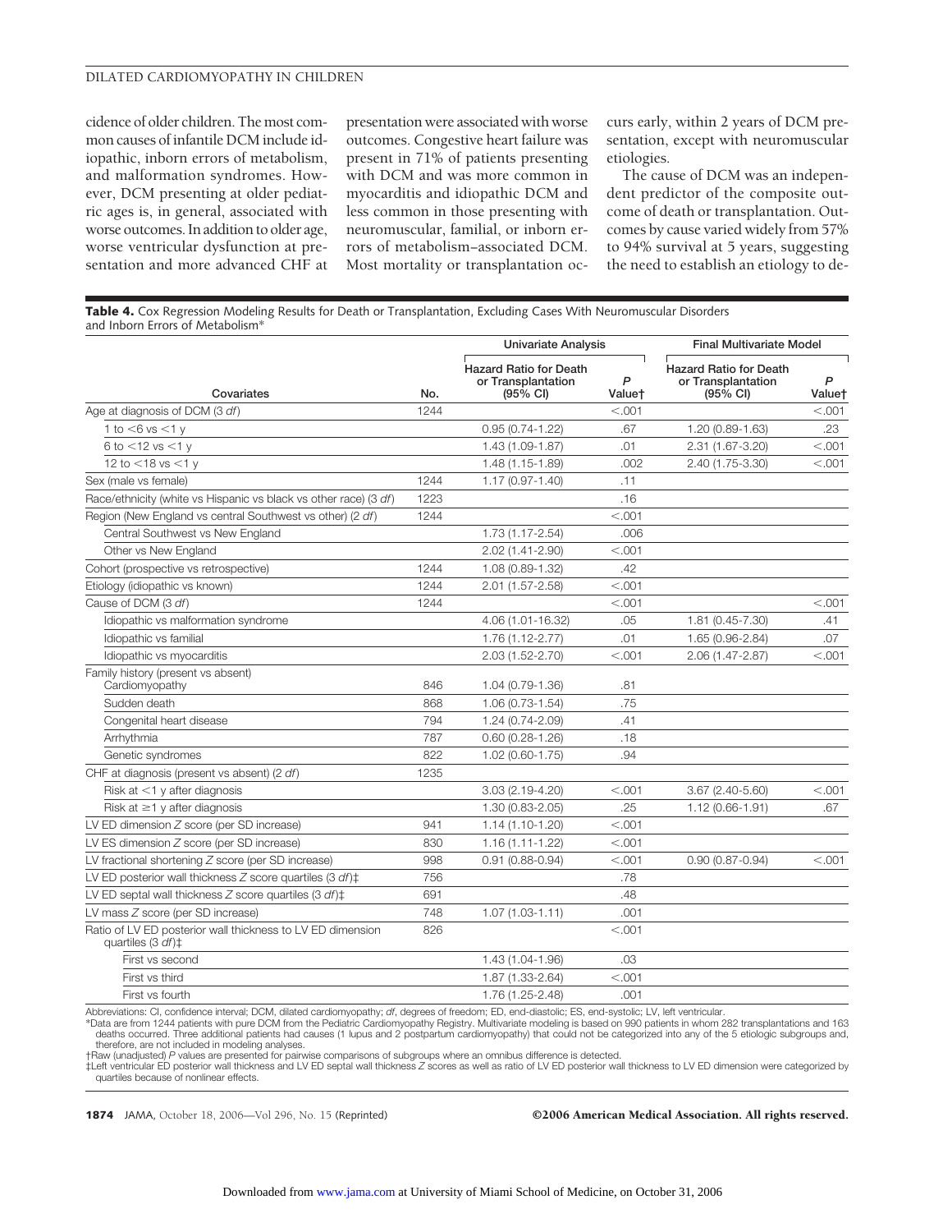cidence of older children. The most common causes of infantile DCM include idiopathic, inborn errors of metabolism, and malformation syndromes. However, DCM presenting at older pediatric ages is, in general, associated with worse outcomes. In addition to older age, worse ventricular dysfunction at presentation and more advanced CHF at presentation were associated with worse outcomes. Congestive heart failure was present in 71% of patients presenting with DCM and was more common in myocarditis and idiopathic DCM and less common in those presenting with neuromuscular, familial, or inborn errors of metabolism–associated DCM. Most mortality or transplantation occurs early, within 2 years of DCM presentation, except with neuromuscular etiologies.

The cause of DCM was an independent predictor of the composite outcome of death or transplantation. Outcomes by cause varied widely from 57% to 94% survival at 5 years, suggesting the need to establish an etiology to de-

**Table 4.** Cox Regression Modeling Results for Death or Transplantation, Excluding Cases With Neuromuscular Disorders and Inborn Errors of Metabolism*

| | | Univariate Analysis | | Final Multivariate Model | |
|---|---|---|---|---|---|
| Covariates | No. | Hazard Ratio for Death or Transplantation (95% CI) | *P* Value† | Hazard Ratio for Death or Transplantation (95% CI) | *P* Value† |
| Age at diagnosis of DCM (3 *df*) | 1244 | | <.001 | | <.001 |
| 1 to <6 vs <1 y | | 0.95 (0.74-1.22) | .67 | 1.20 (0.89-1.63) | .23 |
| 6 to <12 vs <1 y | | 1.43 (1.09-1.87) | .01 | 2.31 (1.67-3.20) | <.001 |
| 12 to <18 vs <1 y | | 1.48 (1.15-1.89) | .002 | 2.40 (1.75-3.30) | <.001 |
| Sex (male vs female) | 1244 | 1.17 (0.97-1.40) | .11 | | |
| Race/ethnicity (white vs Hispanic vs black vs other race) (3 *df*) | 1223 | | .16 | | |
| Region (New England vs central Southwest vs other) (2 *df*) | 1244 | | <.001 | | |
| Central Southwest vs New England | | 1.73 (1.17-2.54) | .006 | | |
| Other vs New England | | 2.02 (1.41-2.90) | <.001 | | |
| Cohort (prospective vs retrospective) | 1244 | 1.08 (0.89-1.32) | .42 | | |
| Etiology (idiopathic vs known) | 1244 | 2.01 (1.57-2.58) | <.001 | | |
| Cause of DCM (3 *df*) | 1244 | | <.001 | | <.001 |
| Idiopathic vs malformation syndrome | | 4.06 (1.01-16.32) | .05 | 1.81 (0.45-7.30) | .41 |
| Idiopathic vs familial | | 1.76 (1.12-2.77) | .01 | 1.65 (0.96-2.84) | .07 |
| Idiopathic vs myocarditis | | 2.03 (1.52-2.70) | <.001 | 2.06 (1.47-2.87) | <.001 |
| Family history (present vs absent) Cardiomyopathy | 846 | 1.04 (0.79-1.36) | .81 | | |
| Sudden death | 868 | 1.06 (0.73-1.54) | .75 | | |
| Congenital heart disease | 794 | 1.24 (0.74-2.09) | .41 | | |
| Arrhythmia | 787 | 0.60 (0.28-1.26) | .18 | | |
| Genetic syndromes | 822 | 1.02 (0.60-1.75) | .94 | | |
| CHF at diagnosis (present vs absent) (2 *df*) | 1235 | | | | |
| Risk at <1 y after diagnosis | | 3.03 (2.19-4.20) | <.001 | 3.67 (2.40-5.60) | <.001 |
| Risk at ≥1 y after diagnosis | | 1.30 (0.83-2.05) | .25 | 1.12 (0.66-1.91) | .67 |
| LV ED dimension *Z* score (per SD increase) | 941 | 1.14 (1.10-1.20) | <.001 | | |
| LV ES dimension *Z* score (per SD increase) | 830 | 1.16 (1.11-1.22) | <.001 | | |
| LV fractional shortening *Z* score (per SD increase) | 998 | 0.91 (0.88-0.94) | <.001 | 0.90 (0.87-0.94) | <.001 |
| LV ED posterior wall thickness *Z* score quartiles (3 *df*)‡ | 756 | | .78 | | |
| LV ED septal wall thickness *Z* score quartiles (3 *df*)‡ | 691 | | .48 | | |
| LV mass *Z* score (per SD increase) | 748 | 1.07 (1.03-1.11) | .001 | | |
| Ratio of LV ED posterior wall thickness to LV ED dimension quartiles (3 *df*)‡ | 826 | | <.001 | | |
| First vs second | | 1.43 (1.04-1.96) | .03 | | |
| First vs third | | 1.87 (1.33-2.64) | <.001 | | |
| First vs fourth | | 1.76 (1.25-2.48) | .001 | | |

Abbreviations: CI, confidence interval; DCM, dilated cardiomyopathy; *df*, degrees of freedom; ED, end-diastolic; ES, end-systolic; LV, left ventricular.

*Data are from 1244 patients with pure DCM from the Pediatric Cardiomyopathy Registry. Multivariate modeling is based on 990 patients in whom 282 transplantations and 163 deaths occurred. Three additional patients had causes (1 lupus and 2 postpartum cardiomyopathy) that could not be categorized into any of the 5 etiologic subgroups and, therefore, are not included in modeling analyses.

†Raw (unadjusted) *P* values are presented for pairwise comparisons of subgroups where an omnibus difference is detected.

‡Left ventricular ED posterior wall thickness and LV ED septal wall thickness *Z* scores as well as ratio of LV ED posterior wall thickness to LV ED dimension were categorized by quartiles because of nonlinear effects.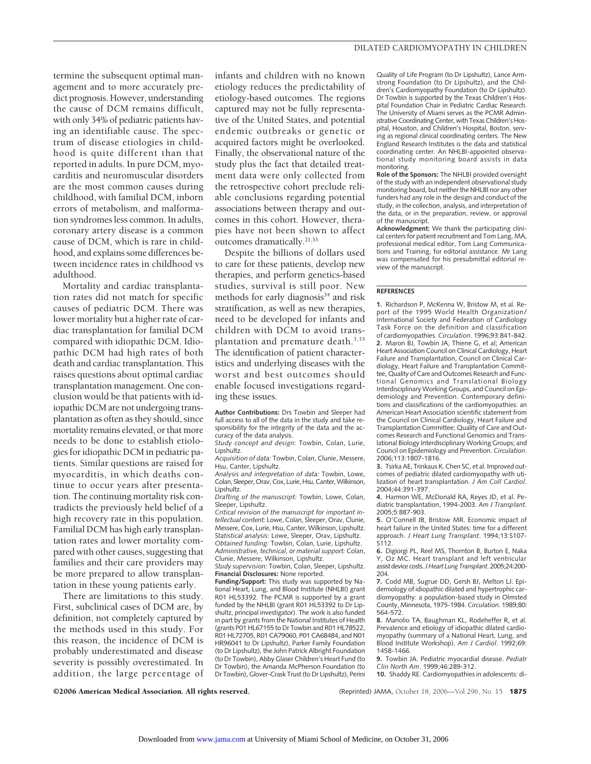termine the subsequent optimal management and to more accurately predict prognosis. However, understanding the cause of DCM remains difficult, with only 34% of pediatric patients having an identifiable cause. The spectrum of disease etiologies in childhood is quite different than that reported in adults. In pure DCM, myocarditis and neuromuscular disorders are the most common causes during childhood, with familial DCM, inborn errors of metabolism, and malformation syndromes less common. In adults, coronary artery disease is a common cause of DCM, which is rare in childhood, and explains some differences between incidence rates in childhood vs adulthood.

Mortality and cardiac transplantation rates did not match for specific causes of pediatric DCM. There was lower mortality but a higher rate of cardiac transplantation for familial DCM compared with idiopathic DCM. Idiopathic DCM had high rates of both death and cardiac transplantation. This raises questions about optimal cardiac transplantation management. One conclusion would be that patients with idiopathic DCM are not undergoing transplantation as often as they should, since mortality remains elevated, or that more needs to be done to establish etiologies for idiopathic DCM in pediatric patients. Similar questions are raised for myocarditis, in which deaths continue to occur years after presentation. The continuing mortality risk contradicts the previously held belief of a high recovery rate in this population. Familial DCM has high early transplantation rates and lower mortality compared with other causes, suggesting that families and their care providers may be more prepared to allow transplantation in these young patients early.

There are limitations to this study. First, subclinical cases of DCM are, by definition, not completely captured by the methods used in this study. For this reason, the incidence of DCM is probably underestimated and disease severity is possibly overestimated. In addition, the large percentage of infants and children with no known etiology reduces the predictability of etiology-based outcomes. The regions captured may not be fully representative of the United States, and potential endemic outbreaks or genetic or acquired factors might be overlooked. Finally, the observational nature of the study plus the fact that detailed treatment data were only collected from the retrospective cohort preclude reliable conclusions regarding potential associations between therapy and outcomes in this cohort. However, therapies have not been shown to affect outcomes dramatically.[21,33]

Despite the billions of dollars used to care for these patients, develop new therapies, and perform genetics-based studies, survival is still poor. New methods for early diagnosis[34] and risk stratification, as well as new therapies, need to be developed for infants and children with DCM to avoid transplantation and premature death.[3,35] The identification of patient characteristics and underlying diseases with the worst and best outcomes should enable focused investigations regarding these issues.

**Author Contributions:** Drs Towbin and Sleeper had full access to all of the data in the study and take responsibility for the integrity of the data and the accuracy of the data analysis.

*Study concept and design:* Towbin, Colan, Lurie, Lipshultz.

*Acquisition of data:* Towbin, Colan, Clunie, Messere, Hsu, Canter, Lipshultz.

*Analysis and interpretation of data:* Towbin, Lowe, Colan, Sleeper, Orav, Cox, Lurie, Hsu, Canter, Wilkinson, Lipshultz.

*Drafting of the manuscript:* Towbin, Lowe, Colan, Sleeper, Lipshultz.

*Critical revision of the manuscript for important intellectual content:* Lowe, Colan, Sleeper, Orav, Clunie, Messere, Cox, Lurie, Hsu, Canter, Wilkinson, Lipshultz.

*Statistical analysis:* Lowe, Sleeper, Orav, Lipshultz.

*Obtained funding:* Towbin, Colan, Lurie, Lipshultz.

*Administrative, technical, or material support:* Colan, Clunie, Messere, Wilkinson, Lipshultz.

*Study supervision:* Towbin, Colan, Sleeper, Lipshultz.

**Financial Disclosures:** None reported.

**Funding/Support:** This study was supported by National Heart, Lung, and Blood Institute (NHLBI) grant R01 HL53392. The PCMR is supported by a grant funded by the NHLBI (grant R01 HL53392 to Dr Lipshultz, principal investigator). The work is also funded in part by grants from the National Institutes of Health (grants P01 HL67155 to Dr Towbin and R01 HL78522, R01 HL72705, R01 CA79060, P01 CA68484, and N01 HR96041 to Dr Lipshultz), Parker Family Foundation (to Dr Lipshultz), the John Patrick Albright Foundation (to Dr Towbin), Abby Glaser Children's Heart Fund (to Dr Towbin), the Amanda McPherson Foundation (to Dr Towbin), Glover-Crask Trust (to Dr Lipshultz), Perini Quality of Life Program (to Dr Lipshultz), Lance Armstrong Foundation (to Dr Lipshultz), and the Children's Cardiomyopathy Foundation (to Dr Lipshultz). Dr Towbin is supported by the Texas Children's Hospital Foundation Chair in Pediatric Cardiac Research. The University of Miami serves as the PCMR Administrative Coordinating Center, with Texas Children's Hospital, Houston, and Children's Hospital, Boston, serving as regional clinical coordinating centers. The New England Research Institutes is the data and statistical coordinating center. An NHLBI-appointed observational study monitoring board assists in data monitoring.

**Role of the Sponsors:** The NHLBI provided oversight of the study with an independent observational study monitoring board, but neither the NHLBI nor any other funders had any role in the design and conduct of the study, in the collection, analysis, and interpretation of the data, or in the preparation, review, or approval of the manuscript.

**Acknowledgment:** We thank the participating clinical centers for patient recruitment and Tom Lang, MA, professional medical editor, Tom Lang Communications and Training, for editorial assistance. Mr Lang was compensated for his presubmittal editorial review of the manuscript.

## REFERENCES

**1.** Richardson P, McKenna W, Bristow M, et al. Report of the 1995 World Health Organization/International Society and Federation of Cardiology Task Force on the definition and classification of cardiomyopathies. *Circulation*. 1996;93:841-842.

**2.** Maron BJ, Towbin JA, Thiene G, et al; American Heart Association Council on Clinical Cardiology, Heart Failure and Transplantation, Council on Clinical Cardiology, Heart Failure and Transplantation Committee, Quality of Care and Outcomes Research and Functional Genomics and Translational Biology Interdisciplinary Working Groups, and Council on Epidemiology and Prevention. Contemporary definitions and classifications of the cardiomyopathies: an American Heart Association scientific statement from the Council on Clinical Cardiology, Heart Failure and Transplantation Committee; Quality of Care and Outcomes Research and Functional Genomics and Translational Biology Interdisciplinary Working Groups; and Council on Epidemiology and Prevention. *Circulation*. 2006;113:1807-1816.

**3.** Tsirka AE, Trinkaus K, Chen SC, et al. Improved outcomes of pediatric dilated cardiomyopathy with utilization of heart transplantation. *J Am Coll Cardiol*. 2004;44:391-397.

**4.** Harmon WE, McDonald RA, Reyes JD, et al. Pediatric transplantation, 1994-2003. *Am J Transplant*. 2005;5:887-903.

**5.** O'Connell JB, Bristow MR. Economic impact of heart failure in the United States: time for a different approach. *J Heart Lung Transplant*. 1994;13:S107-S112.

**6.** Digiorgi PL, Reel MS, Thornton B, Burton E, Naka Y, Oz MC. Heart transplant and left ventricular assist device costs. *J Heart Lung Transplant*. 2005;24:200-204.

**7.** Codd MB, Sugrue DD, Gersh BJ, Melton LJ. Epidemiology of idiopathic dilated and hypertrophic cardiomyopathy: a population-based study in Olmsted County, Minnesota, 1975-1984. *Circulation*. 1989;80:564-572.

**8.** Manolio TA, Baughman KL, Rodeheffer R, et al. Prevalence and etiology of idiopathic dilated cardiomyopathy (summary of a National Heart, Lung, and Blood Institute Workshop). *Am J Cardiol*. 1992;69:1458-1466.

**9.** Towbin JA. Pediatric myocardial disease. *Pediatr Clin North Am*. 1999;46:289-312.

**10.** Shaddy RE. Cardiomyopathies in adolescents: di-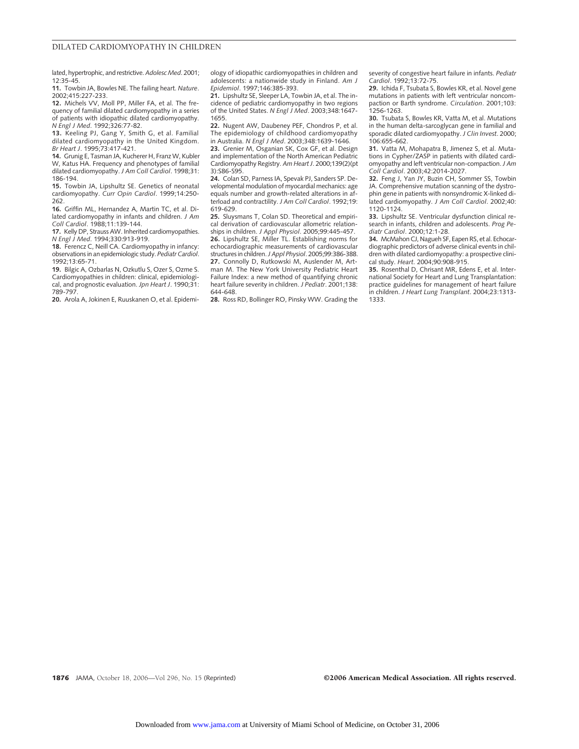lated, hypertrophic, and restrictive. *Adolesc Med*. 2001; 12:35-45.

**11.** Towbin JA, Bowles NE. The failing heart. *Nature*. 2002;415:227-233.

**12.** Michels VV, Moll PP, Miller FA, et al. The frequency of familial dilated cardiomyopathy in a series of patients with idiopathic dilated cardiomyopathy. *N Engl J Med*. 1992;326:77-82.

**13.** Keeling PJ, Gang Y, Smith G, et al. Familial dilated cardiomyopathy in the United Kingdom. *Br Heart J*. 1995;73:417-421.

**14.** Grunig E, Tasman JA, Kucherer H, Franz W, Kubler W, Katus HA. Frequency and phenotypes of familial dilated cardiomyopathy. *J Am Coll Cardiol*. 1998;31: 186-194.

**15.** Towbin JA, Lipshultz SE. Genetics of neonatal cardiomyopathy. *Curr Opin Cardiol*. 1999;14:250-262.

**16.** Griffin ML, Hernandez A, Martin TC, et al. Dilated cardiomyopathy in infants and children. *J Am Coll Cardiol*. 1988;11:139-144.

**17.** Kelly DP, Strauss AW. Inherited cardiomyopathies. *N Engl J Med*. 1994;330:913-919.

**18.** Ferencz C, Neill CA. Cardiomyopathy in infancy: observations in an epidemiologic study. *Pediatr Cardiol*. 1992;13:65-71.

**19.** Bilgic A, Ozbarlas N, Ozkutlu S, Ozer S, Ozme S. Cardiomyopathies in children: clinical, epidemiological, and prognostic evaluation. *Jpn Heart J*. 1990;31: 789-797.

**20.** Arola A, Jokinen E, Ruuskanen O, et al. Epidemiology of idiopathic cardiomyopathies in children and adolescents: a nationwide study in Finland. *Am J Epidemiol*. 1997;146:385-393.

**21.** Lipshultz SE, Sleeper LA, Towbin JA, et al. The incidence of pediatric cardiomyopathy in two regions of the United States. *N Engl J Med*. 2003;348:1647-1655.

**22.** Nugent AW, Daubeney PEF, Chondros P, et al. The epidemiology of childhood cardiomyopathy in Australia. *N Engl J Med*. 2003;348:1639-1646.

**23.** Grenier M, Osganian SK, Cox GF, et al. Design and implementation of the North American Pediatric Cardiomyopathy Registry. *Am Heart J*. 2000;139(2)(pt 3):S86-S95.

**24.** Colan SD, Parness IA, Spevak PJ, Sanders SP. Developmental modulation of myocardial mechanics: age equals number and growth-related alterations in afterload and contractility. *J Am Coll Cardiol*. 1992;19: 619-629.

**25.** Sluysmans T, Colan SD. Theoretical and empirical derivation of cardiovascular allometric relationships in children. *J Appl Physiol*. 2005;99:445-457.

**26.** Lipshultz SE, Miller TL. Establishing norms for echocardiographic measurements of cardiovascular structures in children. *J Appl Physiol*. 2005;99:386-388.

**27.** Connolly D, Rutkowski M, Auslender M, Artman M. The New York University Pediatric Heart Failure Index: a new method of quantifying chronic heart failure severity in children. *J Pediatr*. 2001;138: 644-648.

**28.** Ross RD, Bollinger RO, Pinsky WW. Grading the severity of congestive heart failure in infants. *Pediatr Cardiol*. 1992;13:72-75.

**29.** Ichida F, Tsubata S, Bowles KR, et al. Novel gene mutations in patients with left ventricular noncompaction or Barth syndrome. *Circulation*. 2001;103: 1256-1263.

**30.** Tsubata S, Bowles KR, Vatta M, et al. Mutations in the human delta-sarcoglycan gene in familial and sporadic dilated cardiomyopathy. *J Clin Invest*. 2000; 106:655-662.

**31.** Vatta M, Mohapatra B, Jimenez S, et al. Mutations in Cypher/ZASP in patients with dilated cardiomyopathy and left ventricular non-compaction. *J Am Coll Cardiol*. 2003;42:2014-2027.

**32.** Feng J, Yan JY, Buzin CH, Sommer SS, Towbin JA. Comprehensive mutation scanning of the dystrophin gene in patients with nonsyndromic X-linked dilated cardiomyopathy. *J Am Coll Cardiol*. 2002;40: 1120-1124.

**33.** Lipshultz SE. Ventricular dysfunction clinical research in infants, children and adolescents. *Prog Pediatr Cardiol*. 2000;12:1-28.

**34.** McMahon CJ, Nagueh SF, Eapen RS, et al. Echocardiographic predictors of adverse clinical events in children with dilated cardiomyopathy: a prospective clinical study. *Heart*. 2004;90:908-915.

**35.** Rosenthal D, Chrisant MR, Edens E, et al. International Society for Heart and Lung Transplantation: practice guidelines for management of heart failure in children. *J Heart Lung Transplant*. 2004;23:1313-1333.